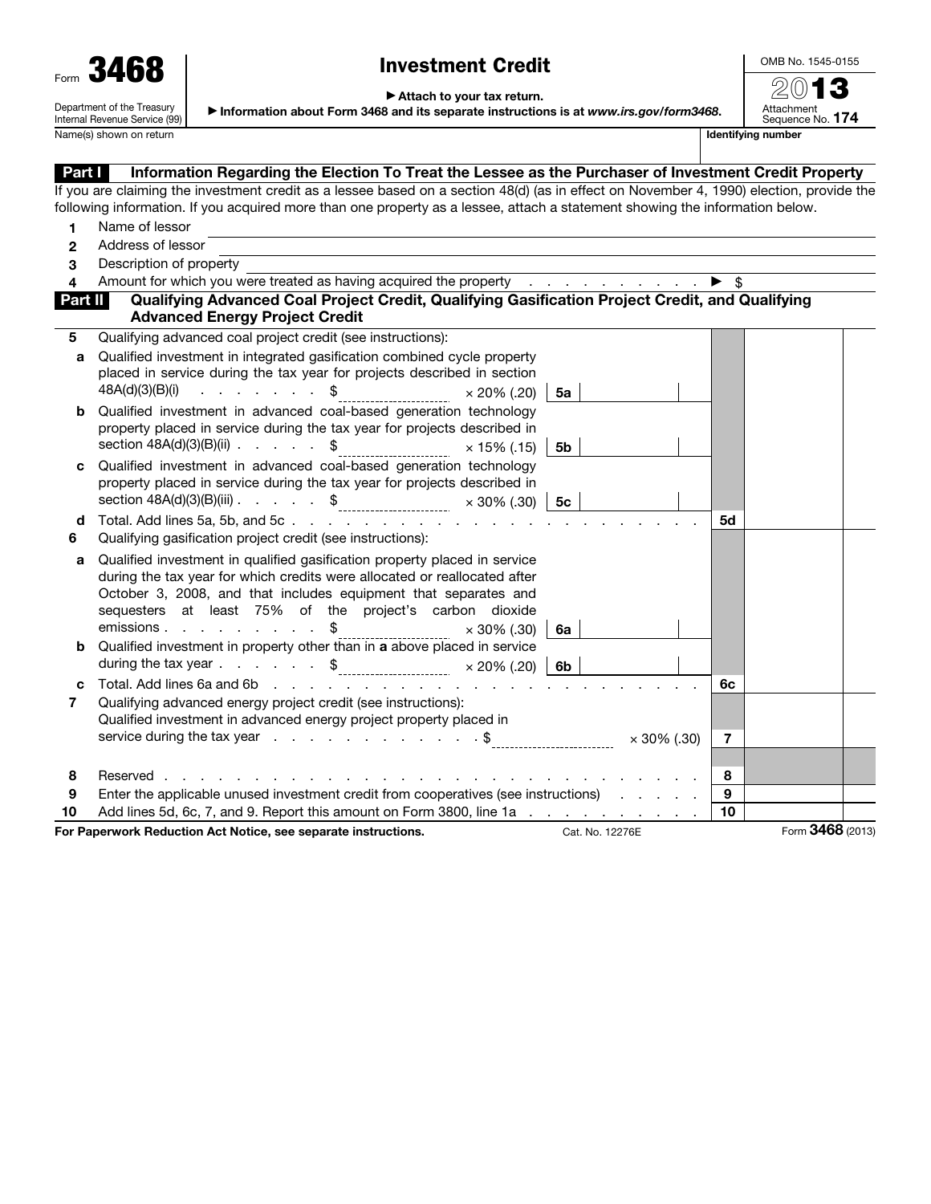Form **3468**

Department of the Treasury
Internal Revenue Service (99)

# Investment Credit

▶ Attach to your tax return.

▶ Information about Form 3468 and its separate instructions is at *www.irs.gov/form3468*.

OMB No. 1545-0155

2013

Attachment Sequence No. **174**

Name(s) shown on return | Identifying number

## Part I Information Regarding the Election To Treat the Lessee as the Purchaser of Investment Credit Property

If you are claiming the investment credit as a lessee based on a section 48(d) (as in effect on November 4, 1990) election, provide the following information. If you acquired more than one property as a lessee, attach a statement showing the information below.

1 Name of lessor

2 Address of lessor

3 Description of property

4 Amount for which you were treated as having acquired the property . . . . . . . . . . . ▶ $

## Part II Qualifying Advanced Coal Project Credit, Qualifying Gasification Project Credit, and Qualifying Advanced Energy Project Credit

| Line | Description | | Sub-line | Amount | Line | Amount |
|---|---|---|---|---|---|---|
| 5 | Qualifying advanced coal project credit (see instructions): | | | | | |
| a | Qualified investment in integrated gasification combined cycle property placed in service during the tax year for projects described in section 48A(d)(3)(B)(i) . . . . . . . . $ | × 20% (.20) | 5a | | | |
| b | Qualified investment in advanced coal-based generation technology property placed in service during the tax year for projects described in section 48A(d)(3)(B)(ii) . . . . . $ | × 15% (.15) | 5b | | | |
| c | Qualified investment in advanced coal-based generation technology property placed in service during the tax year for projects described in section 48A(d)(3)(B)(iii) . . . . . $ | × 30% (.30) | 5c | | | |
| d | Total. Add lines 5a, 5b, and 5c . . . . . . . . . . . . . . . . . . . . . . . . . . | | | | 5d | |
| 6 | Qualifying gasification project credit (see instructions): | | | | | |
| a | Qualified investment in qualified gasification property placed in service during the tax year for which credits were allocated or reallocated after October 3, 2008, and that includes equipment that separates and sequesters at least 75% of the project's carbon dioxide emissions . . . . . . . . . $ | × 30% (.30) | 6a | | | |
| b | Qualified investment in property other than in **a** above placed in service during the tax year . . . . . . $ | × 20% (.20) | 6b | | | |
| c | Total. Add lines 6a and 6b . . . . . . . . . . . . . . . . . . . . . . . . . . | | | | 6c | |
| 7 | Qualifying advanced energy project credit (see instructions): Qualified investment in advanced energy project property placed in service during the tax year . . . . . . . . . . . . . . . $ | × 30% (.30) | | | 7 | |
| 8 | Reserved . . . . . . . . . . . . . . . . . . . . . . . . . . . . . . . . | | | | 8 | |
| 9 | Enter the applicable unused investment credit from cooperatives (see instructions) . . . . . . | | | | 9 | |
| 10 | Add lines 5d, 6c, 7, and 9. Report this amount on Form 3800, line 1a . . . . . . . . . . . | | | | 10 | |

**For Paperwork Reduction Act Notice, see separate instructions.** Cat. No. 12276E Form **3468** (2013)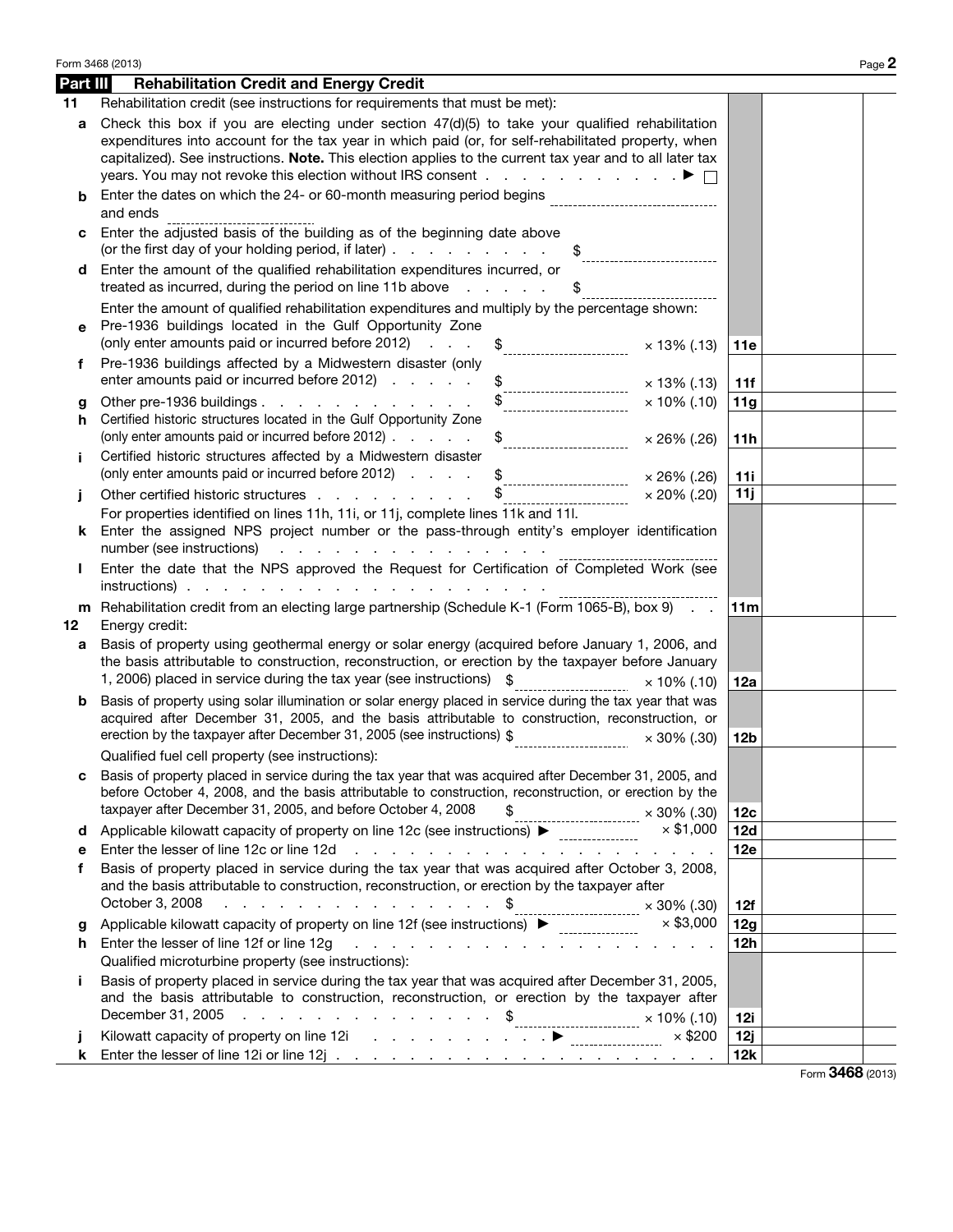## Part III Rehabilitation Credit and Energy Credit

**11** Rehabilitation credit (see instructions for requirements that must be met):

**a** Check this box if you are electing under section 47(d)(5) to take your qualified rehabilitation expenditures into account for the tax year in which paid (or, for self-rehabilitated property, when capitalized). See instructions. **Note.** This election applies to the current tax year and to all later tax years. You may not revoke this election without IRS consent . . . . . . . . . . . . ▶ ☐

**b** Enter the dates on which the 24- or 60-month measuring period begins ____________ and ends ____________

**c** Enter the adjusted basis of the building as of the beginning date above (or the first day of your holding period, if later) . . . . . . . . . . $ ____________

**d** Enter the amount of the qualified rehabilitation expenditures incurred, or treated as incurred, during the period on line 11b above . . . . . . $ ____________

Enter the amount of qualified rehabilitation expenditures and multiply by the percentage shown:

| | Description | Amount | Rate | Line | |
|---|---|---|---|---|---|
| **e** | Pre-1936 buildings located in the Gulf Opportunity Zone (only enter amounts paid or incurred before 2012) . . . | $ | × 13% (.13) | **11e** | |
| **f** | Pre-1936 buildings affected by a Midwestern disaster (only enter amounts paid or incurred before 2012) . . . . . | $ | × 13% (.13) | **11f** | |
| **g** | Other pre-1936 buildings . . . . . . . . . . . . . | $ | × 10% (.10) | **11g** | |
| **h** | Certified historic structures located in the Gulf Opportunity Zone (only enter amounts paid or incurred before 2012) . . . . . | $ | × 26% (.26) | **11h** | |
| **i** | Certified historic structures affected by a Midwestern disaster (only enter amounts paid or incurred before 2012) . . . . | $ | × 26% (.26) | **11i** | |
| **j** | Other certified historic structures . . . . . . . . . . | $ | × 20% (.20) | **11j** | |

For properties identified on lines 11h, 11i, or 11j, complete lines 11k and 11l.

**k** Enter the assigned NPS project number or the pass-through entity's employer identification number (see instructions) . . . . . . . . . . . . . . . . ____________

**l** Enter the date that the NPS approved the Request for Certification of Completed Work (see instructions) . . . . . . . . . . . . . . . . . . . . . . ____________

**m** Rehabilitation credit from an electing large partnership (Schedule K-1 (Form 1065-B), box 9) . . . **11m**

**12** Energy credit:

| | Description | Amount | Rate | Line | |
|---|---|---|---|---|---|
| **a** | Basis of property using geothermal energy or solar energy (acquired before January 1, 2006, and the basis attributable to construction, reconstruction, or erection by the taxpayer before January 1, 2006) placed in service during the tax year (see instructions) | $ | × 10% (.10) | **12a** | |
| **b** | Basis of property using solar illumination or solar energy placed in service during the tax year that was acquired after December 31, 2005, and the basis attributable to construction, reconstruction, or erection by the taxpayer after December 31, 2005 (see instructions) | $ | × 30% (.30) | **12b** | |
| | Qualified fuel cell property (see instructions): | | | | |
| **c** | Basis of property placed in service during the tax year that was acquired after December 31, 2005, and before October 4, 2008, and the basis attributable to construction, reconstruction, or erection by the taxpayer after December 31, 2005, and before October 4, 2008 | $ | × 30% (.30) | **12c** | |
| **d** | Applicable kilowatt capacity of property on line 12c (see instructions) ▶ | | × $1,000 | **12d** | |
| **e** | Enter the lesser of line 12c or line 12d . . . . . . . . . . . . . . . . . . . . . | | | **12e** | |
| **f** | Basis of property placed in service during the tax year that was acquired after October 3, 2008, and the basis attributable to construction, reconstruction, or erection by the taxpayer after October 3, 2008 . . . . . . . . . . . . . . . | $ | × 30% (.30) | **12f** | |
| **g** | Applicable kilowatt capacity of property on line 12f (see instructions) ▶ | | × $3,000 | **12g** | |
| **h** | Enter the lesser of line 12f or line 12g . . . . . . . . . . . . . . . . . . . . . | | | **12h** | |
| | Qualified microturbine property (see instructions): | | | | |
| **i** | Basis of property placed in service during the tax year that was acquired after December 31, 2005, and the basis attributable to construction, reconstruction, or erection by the taxpayer after December 31, 2005 . . . . . . . . . . . . . . . | $ | × 10% (.10) | **12i** | |
| **j** | Kilowatt capacity of property on line 12i . . . . . . . . . . . ▶ | | × $200 | **12j** | |
| **k** | Enter the lesser of line 12i or line 12j . . . . . . . . . . . . . . . . . . . . . | | | **12k** | |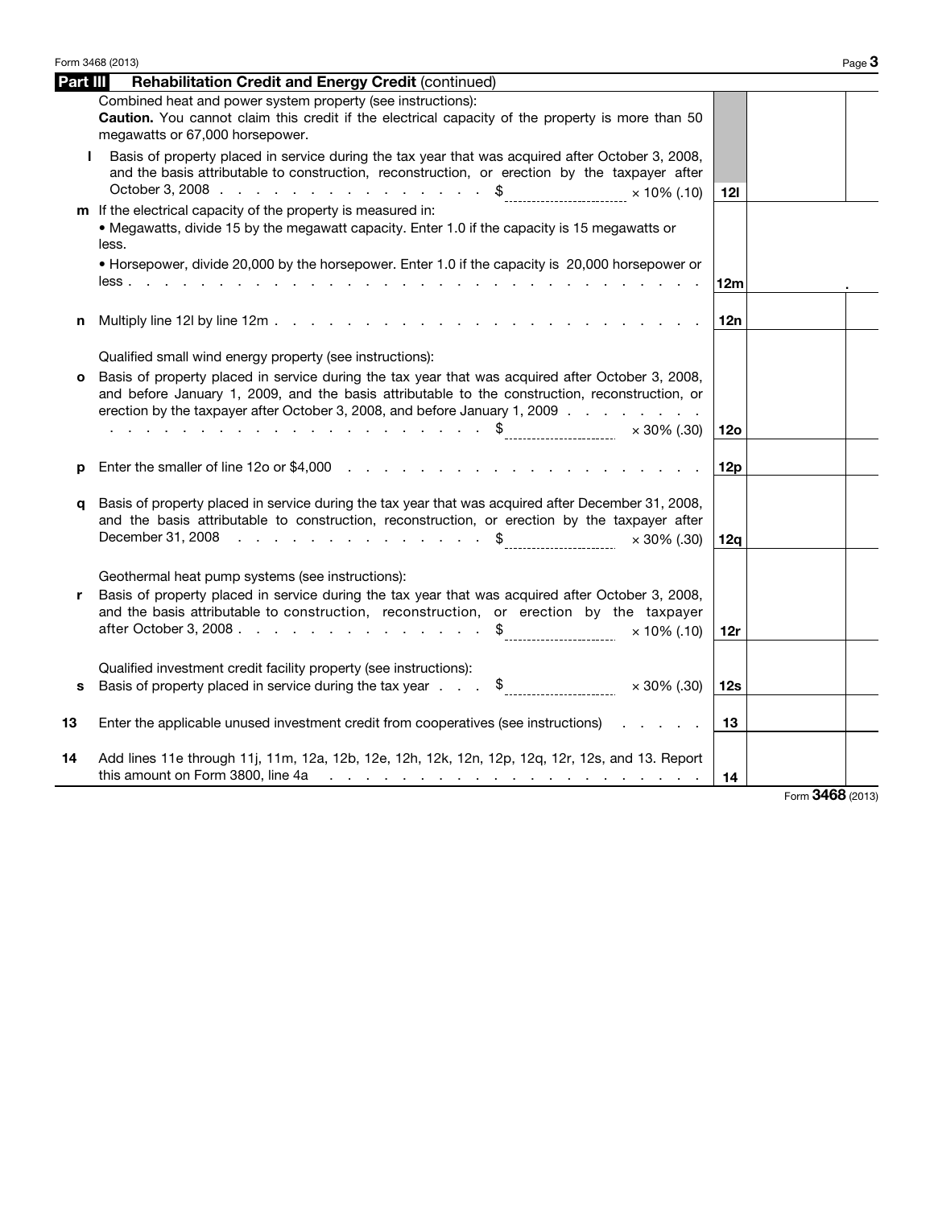## Part III Rehabilitation Credit and Energy Credit (continued)

| | | | |
|---|---|---|---|
| | Combined heat and power system property (see instructions): **Caution.** You cannot claim this credit if the electrical capacity of the property is more than 50 megawatts or 67,000 horsepower. | | |
| **l** | Basis of property placed in service during the tax year that was acquired after October 3, 2008, and the basis attributable to construction, reconstruction, or erection by the taxpayer after October 3, 2008 . . . . . . . . . . . . . . . . $ ________ × 10% (.10) | **12l** | |
| **m** | If the electrical capacity of the property is measured in: • Megawatts, divide 15 by the megawatt capacity. Enter 1.0 if the capacity is 15 megawatts or less. • Horsepower, divide 20,000 by the horsepower. Enter 1.0 if the capacity is 20,000 horsepower or less . . . . . . . . . . . . . . . . . . . . . . . . . . . . . . . | **12m** | . |
| **n** | Multiply line 12l by line 12m . . . . . . . . . . . . . . . . . . . . . . . . . | **12n** | |
| | Qualified small wind energy property (see instructions): | | |
| **o** | Basis of property placed in service during the tax year that was acquired after October 3, 2008, and before January 1, 2009, and the basis attributable to the construction, reconstruction, or erection by the taxpayer after October 3, 2008, and before January 1, 2009 . . . . . . . . . . . . . . . . . . . . . . . . . . . . . $ ________ × 30% (.30) | **12o** | |
| **p** | Enter the smaller of line 12o or $4,000 . . . . . . . . . . . . . . . . . . . . . | **12p** | |
| **q** | Basis of property placed in service during the tax year that was acquired after December 31, 2008, and the basis attributable to construction, reconstruction, or erection by the taxpayer after December 31, 2008 . . . . . . . . . . . . . . . . $ ________ × 30% (.30) | **12q** | |
| | Geothermal heat pump systems (see instructions): | | |
| **r** | Basis of property placed in service during the tax year that was acquired after October 3, 2008, and the basis attributable to construction, reconstruction, or erection by the taxpayer after October 3, 2008 . . . . . . . . . . . . . . $ ________ × 10% (.10) | **12r** | |
| | Qualified investment credit facility property (see instructions): | | |
| **s** | Basis of property placed in service during the tax year . . . $ ________ × 30% (.30) | **12s** | |
| **13** | Enter the applicable unused investment credit from cooperatives (see instructions) . . . . . | **13** | |
| **14** | Add lines 11e through 11j, 11m, 12a, 12b, 12e, 12h, 12k, 12n, 12p, 12q, 12r, 12s, and 13. Report this amount on Form 3800, line 4a . . . . . . . . . . . . . . . . . . . . . . | **14** | |

Form **3468** (2013)